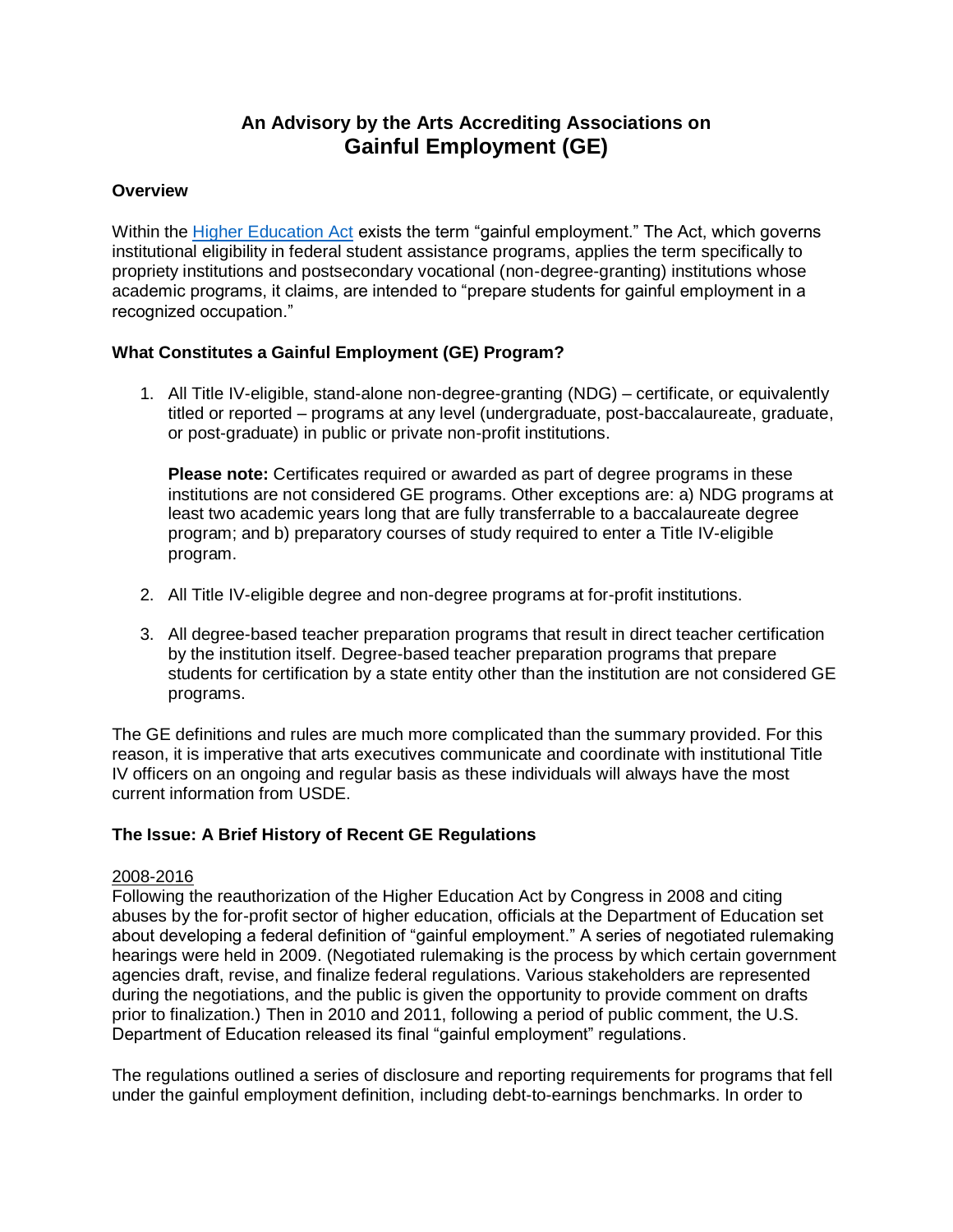# An Advisory by the Arts Accrediting Associations on
# Gainful Employment (GE)

### Overview

Within the [Higher Education Act](#) exists the term "gainful employment." The Act, which governs institutional eligibility in federal student assistance programs, applies the term specifically to propriety institutions and postsecondary vocational (non-degree-granting) institutions whose academic programs, it claims, are intended to "prepare students for gainful employment in a recognized occupation."

### What Constitutes a Gainful Employment (GE) Program?

1. All Title IV-eligible, stand-alone non-degree-granting (NDG) – certificate, or equivalently titled or reported – programs at any level (undergraduate, post-baccalaureate, graduate, or post-graduate) in public or private non-profit institutions.

   **Please note:** Certificates required or awarded as part of degree programs in these institutions are not considered GE programs. Other exceptions are: a) NDG programs at least two academic years long that are fully transferrable to a baccalaureate degree program; and b) preparatory courses of study required to enter a Title IV-eligible program.

2. All Title IV-eligible degree and non-degree programs at for-profit institutions.

3. All degree-based teacher preparation programs that result in direct teacher certification by the institution itself. Degree-based teacher preparation programs that prepare students for certification by a state entity other than the institution are not considered GE programs.

The GE definitions and rules are much more complicated than the summary provided. For this reason, it is imperative that arts executives communicate and coordinate with institutional Title IV officers on an ongoing and regular basis as these individuals will always have the most current information from USDE.

### The Issue: A Brief History of Recent GE Regulations

2008-2016

Following the reauthorization of the Higher Education Act by Congress in 2008 and citing abuses by the for-profit sector of higher education, officials at the Department of Education set about developing a federal definition of "gainful employment." A series of negotiated rulemaking hearings were held in 2009. (Negotiated rulemaking is the process by which certain government agencies draft, revise, and finalize federal regulations. Various stakeholders are represented during the negotiations, and the public is given the opportunity to provide comment on drafts prior to finalization.) Then in 2010 and 2011, following a period of public comment, the U.S. Department of Education released its final "gainful employment" regulations.

The regulations outlined a series of disclosure and reporting requirements for programs that fell under the gainful employment definition, including debt-to-earnings benchmarks. In order to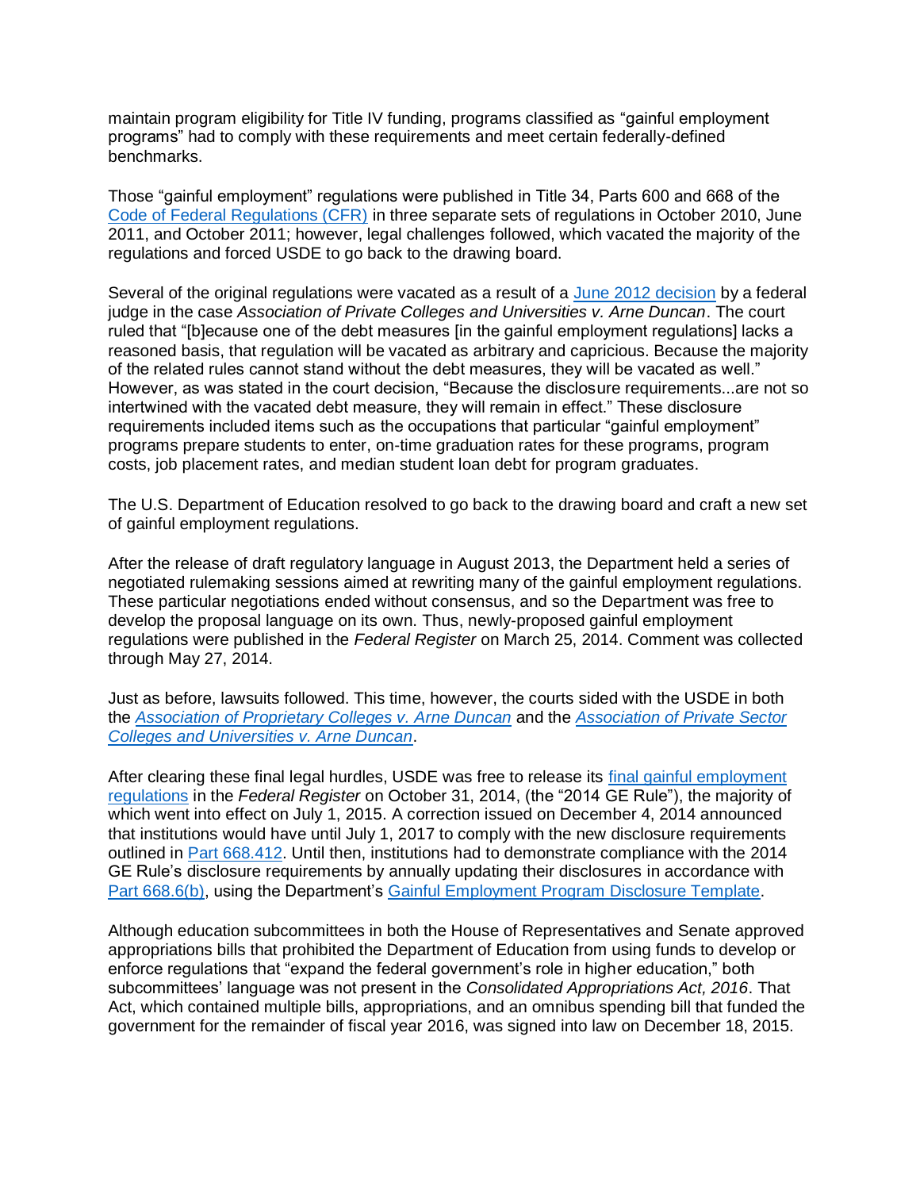maintain program eligibility for Title IV funding, programs classified as "gainful employment programs" had to comply with these requirements and meet certain federally-defined benchmarks.

Those "gainful employment" regulations were published in Title 34, Parts 600 and 668 of the Code of Federal Regulations (CFR) in three separate sets of regulations in October 2010, June 2011, and October 2011; however, legal challenges followed, which vacated the majority of the regulations and forced USDE to go back to the drawing board.

Several of the original regulations were vacated as a result of a June 2012 decision by a federal judge in the case *Association of Private Colleges and Universities v. Arne Duncan*. The court ruled that "[b]ecause one of the debt measures [in the gainful employment regulations] lacks a reasoned basis, that regulation will be vacated as arbitrary and capricious. Because the majority of the related rules cannot stand without the debt measures, they will be vacated as well." However, as was stated in the court decision, "Because the disclosure requirements...are not so intertwined with the vacated debt measure, they will remain in effect." These disclosure requirements included items such as the occupations that particular "gainful employment" programs prepare students to enter, on-time graduation rates for these programs, program costs, job placement rates, and median student loan debt for program graduates.

The U.S. Department of Education resolved to go back to the drawing board and craft a new set of gainful employment regulations.

After the release of draft regulatory language in August 2013, the Department held a series of negotiated rulemaking sessions aimed at rewriting many of the gainful employment regulations. These particular negotiations ended without consensus, and so the Department was free to develop the proposal language on its own. Thus, newly-proposed gainful employment regulations were published in the *Federal Register* on March 25, 2014. Comment was collected through May 27, 2014.

Just as before, lawsuits followed. This time, however, the courts sided with the USDE in both the *Association of Proprietary Colleges v. Arne Duncan* and the *Association of Private Sector Colleges and Universities v. Arne Duncan*.

After clearing these final legal hurdles, USDE was free to release its final gainful employment regulations in the *Federal Register* on October 31, 2014, (the "2014 GE Rule"), the majority of which went into effect on July 1, 2015. A correction issued on December 4, 2014 announced that institutions would have until July 1, 2017 to comply with the new disclosure requirements outlined in Part 668.412. Until then, institutions had to demonstrate compliance with the 2014 GE Rule's disclosure requirements by annually updating their disclosures in accordance with Part 668.6(b), using the Department's Gainful Employment Program Disclosure Template.

Although education subcommittees in both the House of Representatives and Senate approved appropriations bills that prohibited the Department of Education from using funds to develop or enforce regulations that "expand the federal government's role in higher education," both subcommittees' language was not present in the *Consolidated Appropriations Act, 2016*. That Act, which contained multiple bills, appropriations, and an omnibus spending bill that funded the government for the remainder of fiscal year 2016, was signed into law on December 18, 2015.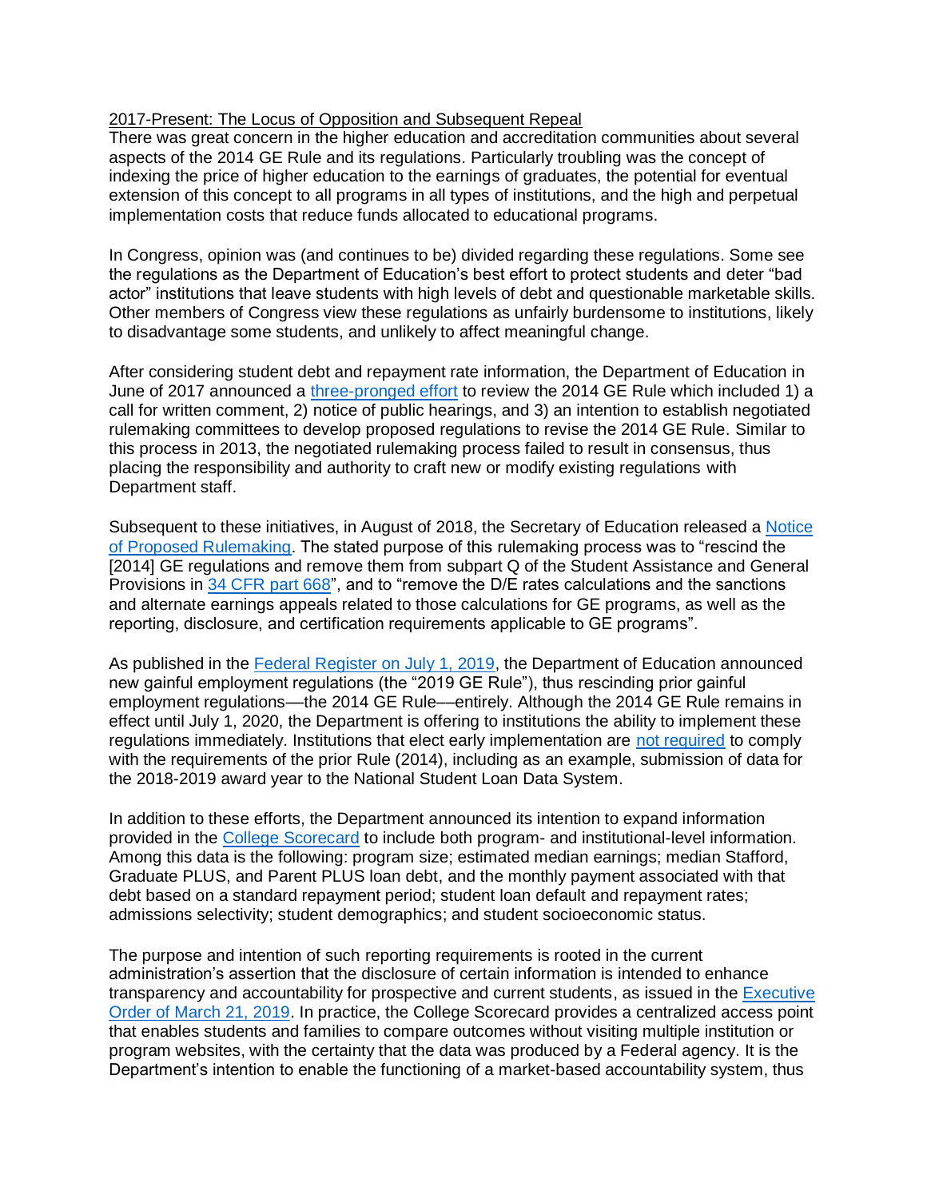2017-Present: The Locus of Opposition and Subsequent Repeal

There was great concern in the higher education and accreditation communities about several aspects of the 2014 GE Rule and its regulations. Particularly troubling was the concept of indexing the price of higher education to the earnings of graduates, the potential for eventual extension of this concept to all programs in all types of institutions, and the high and perpetual implementation costs that reduce funds allocated to educational programs.

In Congress, opinion was (and continues to be) divided regarding these regulations. Some see the regulations as the Department of Education's best effort to protect students and deter "bad actor" institutions that leave students with high levels of debt and questionable marketable skills. Other members of Congress view these regulations as unfairly burdensome to institutions, likely to disadvantage some students, and unlikely to affect meaningful change.

After considering student debt and repayment rate information, the Department of Education in June of 2017 announced a three-pronged effort to review the 2014 GE Rule which included 1) a call for written comment, 2) notice of public hearings, and 3) an intention to establish negotiated rulemaking committees to develop proposed regulations to revise the 2014 GE Rule. Similar to this process in 2013, the negotiated rulemaking process failed to result in consensus, thus placing the responsibility and authority to craft new or modify existing regulations with Department staff.

Subsequent to these initiatives, in August of 2018, the Secretary of Education released a Notice of Proposed Rulemaking. The stated purpose of this rulemaking process was to "rescind the [2014] GE regulations and remove them from subpart Q of the Student Assistance and General Provisions in 34 CFR part 668", and to "remove the D/E rates calculations and the sanctions and alternate earnings appeals related to those calculations for GE programs, as well as the reporting, disclosure, and certification requirements applicable to GE programs".

As published in the Federal Register on July 1, 2019, the Department of Education announced new gainful employment regulations (the "2019 GE Rule"), thus rescinding prior gainful employment regulations—the 2014 GE Rule—entirely. Although the 2014 GE Rule remains in effect until July 1, 2020, the Department is offering to institutions the ability to implement these regulations immediately. Institutions that elect early implementation are not required to comply with the requirements of the prior Rule (2014), including as an example, submission of data for the 2018-2019 award year to the National Student Loan Data System.

In addition to these efforts, the Department announced its intention to expand information provided in the College Scorecard to include both program- and institutional-level information. Among this data is the following: program size; estimated median earnings; median Stafford, Graduate PLUS, and Parent PLUS loan debt, and the monthly payment associated with that debt based on a standard repayment period; student loan default and repayment rates; admissions selectivity; student demographics; and student socioeconomic status.

The purpose and intention of such reporting requirements is rooted in the current administration's assertion that the disclosure of certain information is intended to enhance transparency and accountability for prospective and current students, as issued in the Executive Order of March 21, 2019. In practice, the College Scorecard provides a centralized access point that enables students and families to compare outcomes without visiting multiple institution or program websites, with the certainty that the data was produced by a Federal agency. It is the Department's intention to enable the functioning of a market-based accountability system, thus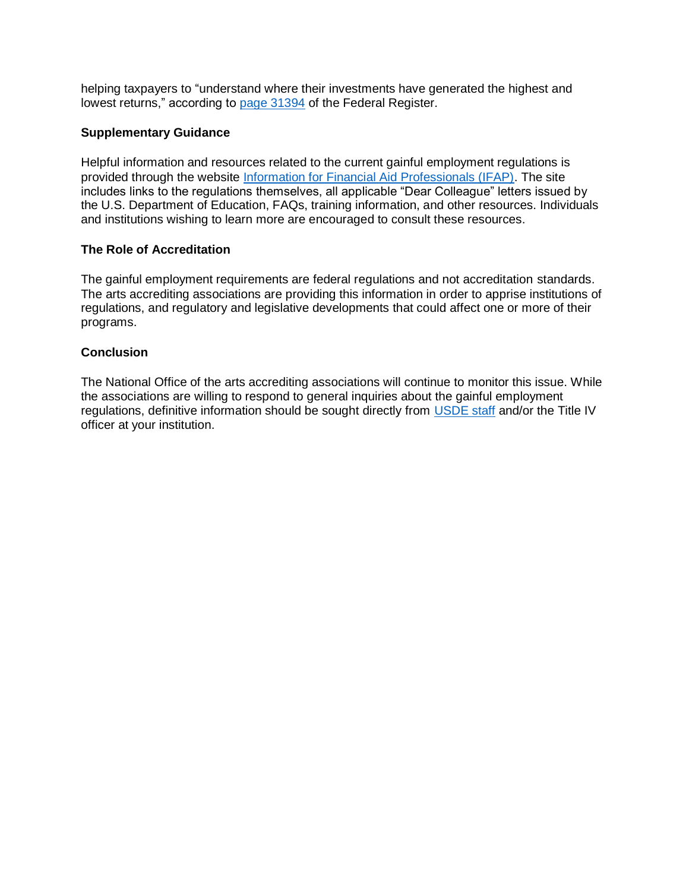helping taxpayers to "understand where their investments have generated the highest and lowest returns," according to page 31394 of the Federal Register.

**Supplementary Guidance**

Helpful information and resources related to the current gainful employment regulations is provided through the website Information for Financial Aid Professionals (IFAP). The site includes links to the regulations themselves, all applicable "Dear Colleague" letters issued by the U.S. Department of Education, FAQs, training information, and other resources. Individuals and institutions wishing to learn more are encouraged to consult these resources.

**The Role of Accreditation**

The gainful employment requirements are federal regulations and not accreditation standards. The arts accrediting associations are providing this information in order to apprise institutions of regulations, and regulatory and legislative developments that could affect one or more of their programs.

**Conclusion**

The National Office of the arts accrediting associations will continue to monitor this issue. While the associations are willing to respond to general inquiries about the gainful employment regulations, definitive information should be sought directly from USDE staff and/or the Title IV officer at your institution.